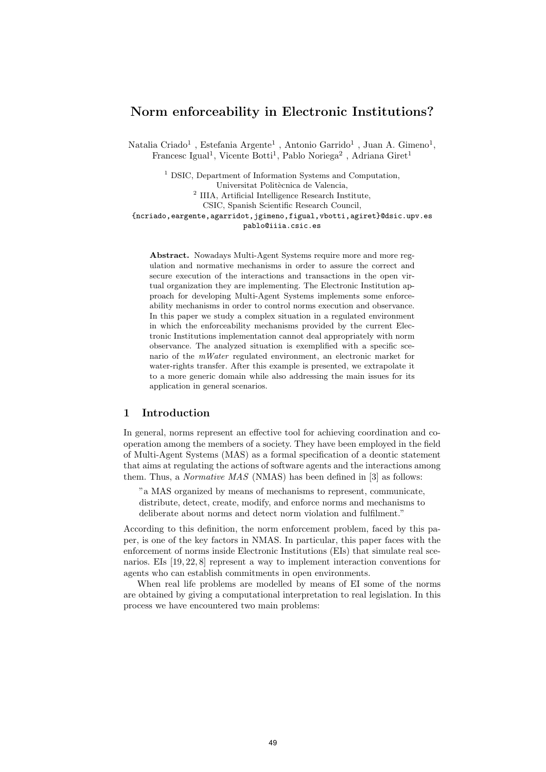# Norm enforceability in Electronic Institutions?

Natalia Criado[1] , Estefania Argente[1] , Antonio Garrido[1] , Juan A. Gimeno[1], Francesc Igual[1], Vicente Botti[1], Pablo Noriega[2] , Adriana Giret[1]

[1] DSIC, Department of Information Systems and Computation, Universitat Politècnica de Valencia,
[2] IIIA, Artificial Intelligence Research Institute, CSIC, Spanish Scientific Research Council,
{ncriado,eargente,agarridot,jgimeno,figual,vbotti,agiret}@dsic.upv.es
pablo@iiia.csic.es

**Abstract.** Nowadays Multi-Agent Systems require more and more regulation and normative mechanisms in order to assure the correct and secure execution of the interactions and transactions in the open virtual organization they are implementing. The Electronic Institution approach for developing Multi-Agent Systems implements some enforceability mechanisms in order to control norms execution and observance. In this paper we study a complex situation in a regulated environment in which the enforceability mechanisms provided by the current Electronic Institutions implementation cannot deal appropriately with norm observance. The analyzed situation is exemplified with a specific scenario of the *mWater* regulated environment, an electronic market for water-rights transfer. After this example is presented, we extrapolate it to a more generic domain while also addressing the main issues for its application in general scenarios.

## 1 Introduction

In general, norms represent an effective tool for achieving coordination and cooperation among the members of a society. They have been employed in the field of Multi-Agent Systems (MAS) as a formal specification of a deontic statement that aims at regulating the actions of software agents and the interactions among them. Thus, a *Normative MAS* (NMAS) has been defined in [3] as follows:

> "a MAS organized by means of mechanisms to represent, communicate, distribute, detect, create, modify, and enforce norms and mechanisms to deliberate about norms and detect norm violation and fulfilment."

According to this definition, the norm enforcement problem, faced by this paper, is one of the key factors in NMAS. In particular, this paper faces with the enforcement of norms inside Electronic Institutions (EIs) that simulate real scenarios. EIs [19, 22, 8] represent a way to implement interaction conventions for agents who can establish commitments in open environments.

When real life problems are modelled by means of EI some of the norms are obtained by giving a computational interpretation to real legislation. In this process we have encountered two main problems: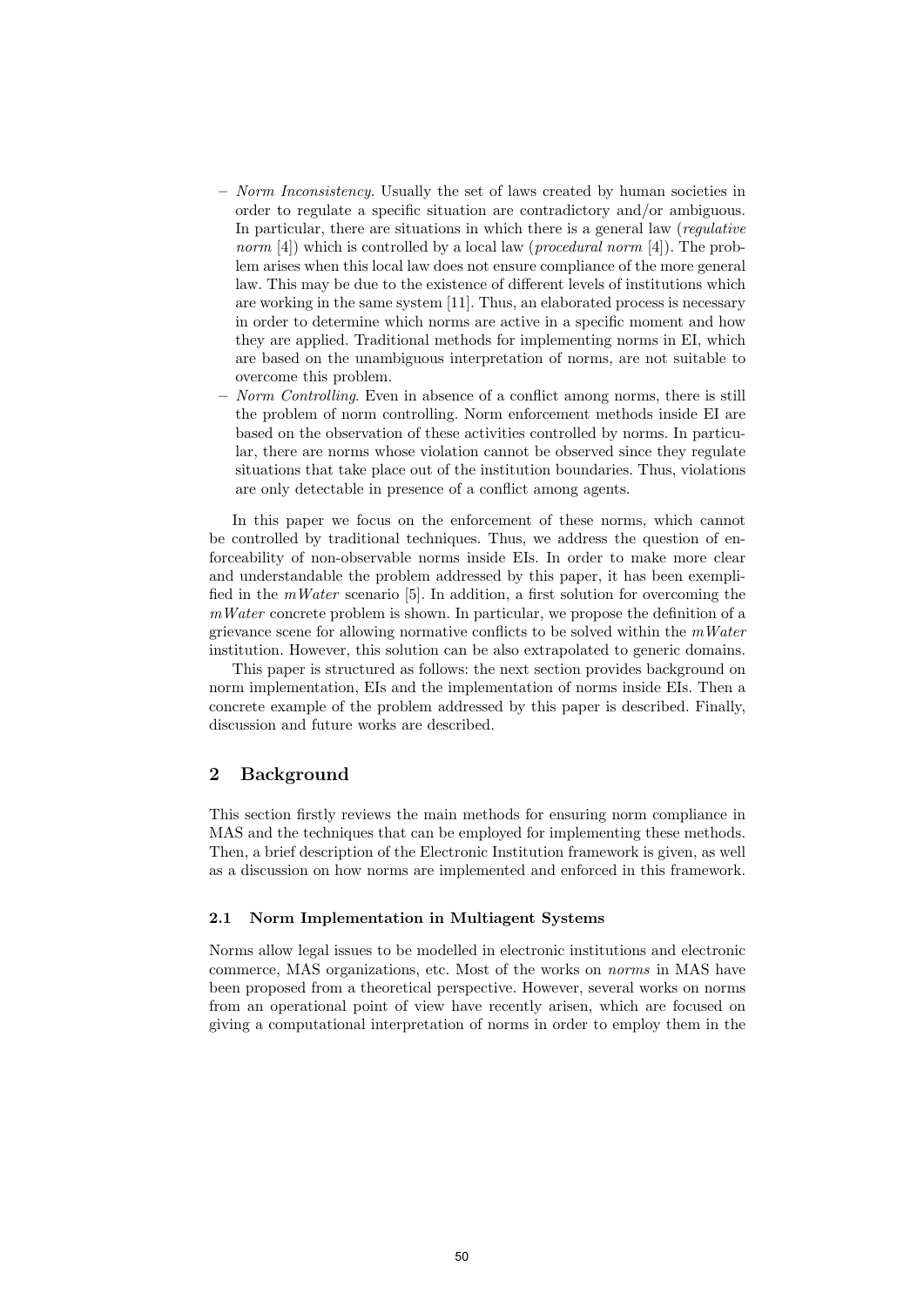- *Norm Inconsistency*. Usually the set of laws created by human societies in order to regulate a specific situation are contradictory and/or ambiguous. In particular, there are situations in which there is a general law (*regulative norm* [4]) which is controlled by a local law (*procedural norm* [4]). The problem arises when this local law does not ensure compliance of the more general law. This may be due to the existence of different levels of institutions which are working in the same system [11]. Thus, an elaborated process is necessary in order to determine which norms are active in a specific moment and how they are applied. Traditional methods for implementing norms in EI, which are based on the unambiguous interpretation of norms, are not suitable to overcome this problem.
- *Norm Controlling*. Even in absence of a conflict among norms, there is still the problem of norm controlling. Norm enforcement methods inside EI are based on the observation of these activities controlled by norms. In particular, there are norms whose violation cannot be observed since they regulate situations that take place out of the institution boundaries. Thus, violations are only detectable in presence of a conflict among agents.

In this paper we focus on the enforcement of these norms, which cannot be controlled by traditional techniques. Thus, we address the question of enforceability of non-observable norms inside EIs. In order to make more clear and understandable the problem addressed by this paper, it has been exemplified in the *mWater* scenario [5]. In addition, a first solution for overcoming the *mWater* concrete problem is shown. In particular, we propose the definition of a grievance scene for allowing normative conflicts to be solved within the *mWater* institution. However, this solution can be also extrapolated to generic domains.

This paper is structured as follows: the next section provides background on norm implementation, EIs and the implementation of norms inside EIs. Then a concrete example of the problem addressed by this paper is described. Finally, discussion and future works are described.

## 2 Background

This section firstly reviews the main methods for ensuring norm compliance in MAS and the techniques that can be employed for implementing these methods. Then, a brief description of the Electronic Institution framework is given, as well as a discussion on how norms are implemented and enforced in this framework.

### 2.1 Norm Implementation in Multiagent Systems

Norms allow legal issues to be modelled in electronic institutions and electronic commerce, MAS organizations, etc. Most of the works on *norms* in MAS have been proposed from a theoretical perspective. However, several works on norms from an operational point of view have recently arisen, which are focused on giving a computational interpretation of norms in order to employ them in the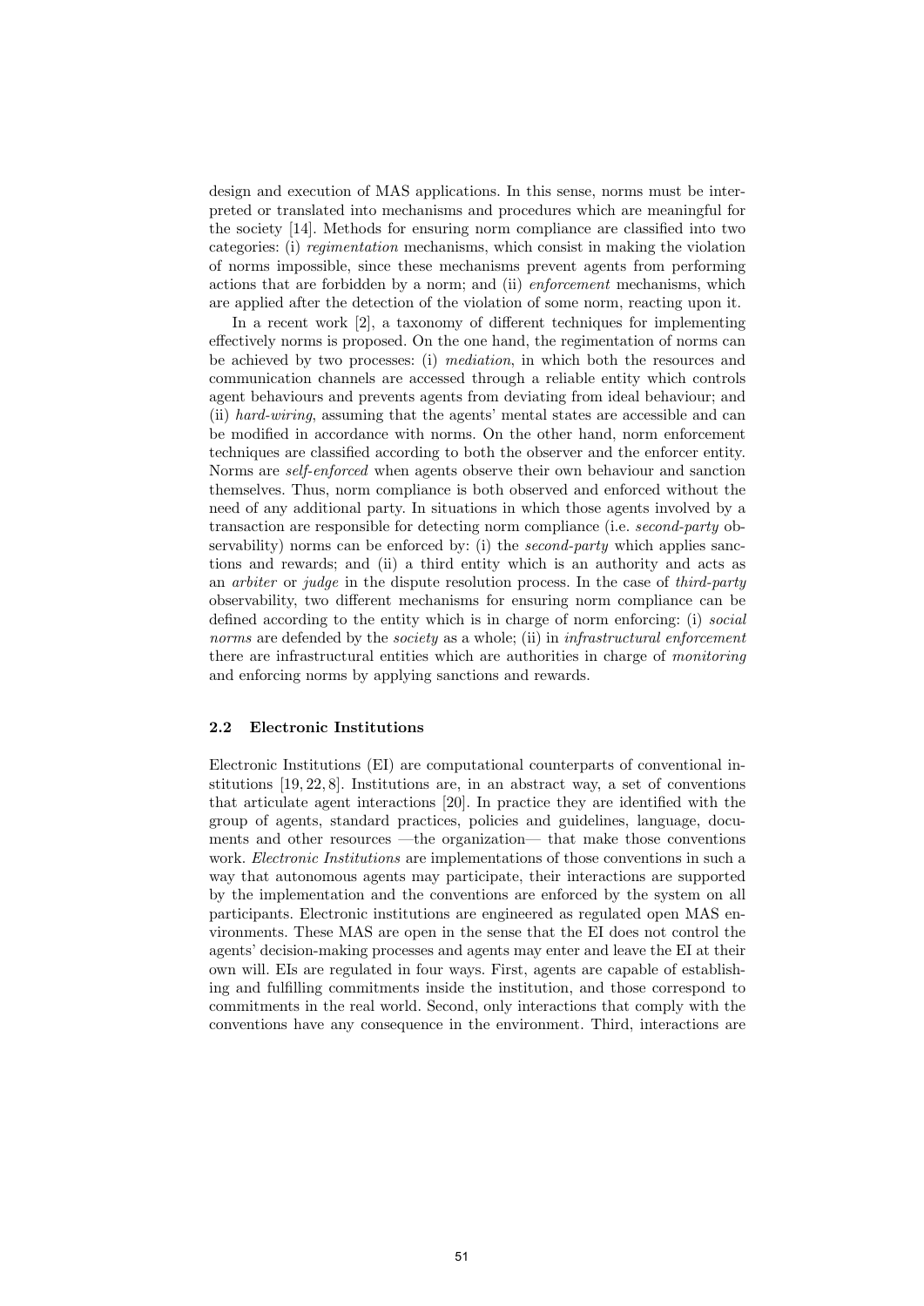design and execution of MAS applications. In this sense, norms must be interpreted or translated into mechanisms and procedures which are meaningful for the society [14]. Methods for ensuring norm compliance are classified into two categories: (i) *regimentation* mechanisms, which consist in making the violation of norms impossible, since these mechanisms prevent agents from performing actions that are forbidden by a norm; and (ii) *enforcement* mechanisms, which are applied after the detection of the violation of some norm, reacting upon it.

In a recent work [2], a taxonomy of different techniques for implementing effectively norms is proposed. On the one hand, the regimentation of norms can be achieved by two processes: (i) *mediation*, in which both the resources and communication channels are accessed through a reliable entity which controls agent behaviours and prevents agents from deviating from ideal behaviour; and (ii) *hard-wiring*, assuming that the agents' mental states are accessible and can be modified in accordance with norms. On the other hand, norm enforcement techniques are classified according to both the observer and the enforcer entity. Norms are *self-enforced* when agents observe their own behaviour and sanction themselves. Thus, norm compliance is both observed and enforced without the need of any additional party. In situations in which those agents involved by a transaction are responsible for detecting norm compliance (i.e. *second-party* observability) norms can be enforced by: (i) the *second-party* which applies sanctions and rewards; and (ii) a third entity which is an authority and acts as an *arbiter* or *judge* in the dispute resolution process. In the case of *third-party* observability, two different mechanisms for ensuring norm compliance can be defined according to the entity which is in charge of norm enforcing: (i) *social norms* are defended by the *society* as a whole; (ii) in *infrastructural enforcement* there are infrastructural entities which are authorities in charge of *monitoring* and enforcing norms by applying sanctions and rewards.

### 2.2 Electronic Institutions

Electronic Institutions (EI) are computational counterparts of conventional institutions [19, 22, 8]. Institutions are, in an abstract way, a set of conventions that articulate agent interactions [20]. In practice they are identified with the group of agents, standard practices, policies and guidelines, language, documents and other resources —the organization— that make those conventions work. *Electronic Institutions* are implementations of those conventions in such a way that autonomous agents may participate, their interactions are supported by the implementation and the conventions are enforced by the system on all participants. Electronic institutions are engineered as regulated open MAS environments. These MAS are open in the sense that the EI does not control the agents' decision-making processes and agents may enter and leave the EI at their own will. EIs are regulated in four ways. First, agents are capable of establishing and fulfilling commitments inside the institution, and those correspond to commitments in the real world. Second, only interactions that comply with the conventions have any consequence in the environment. Third, interactions are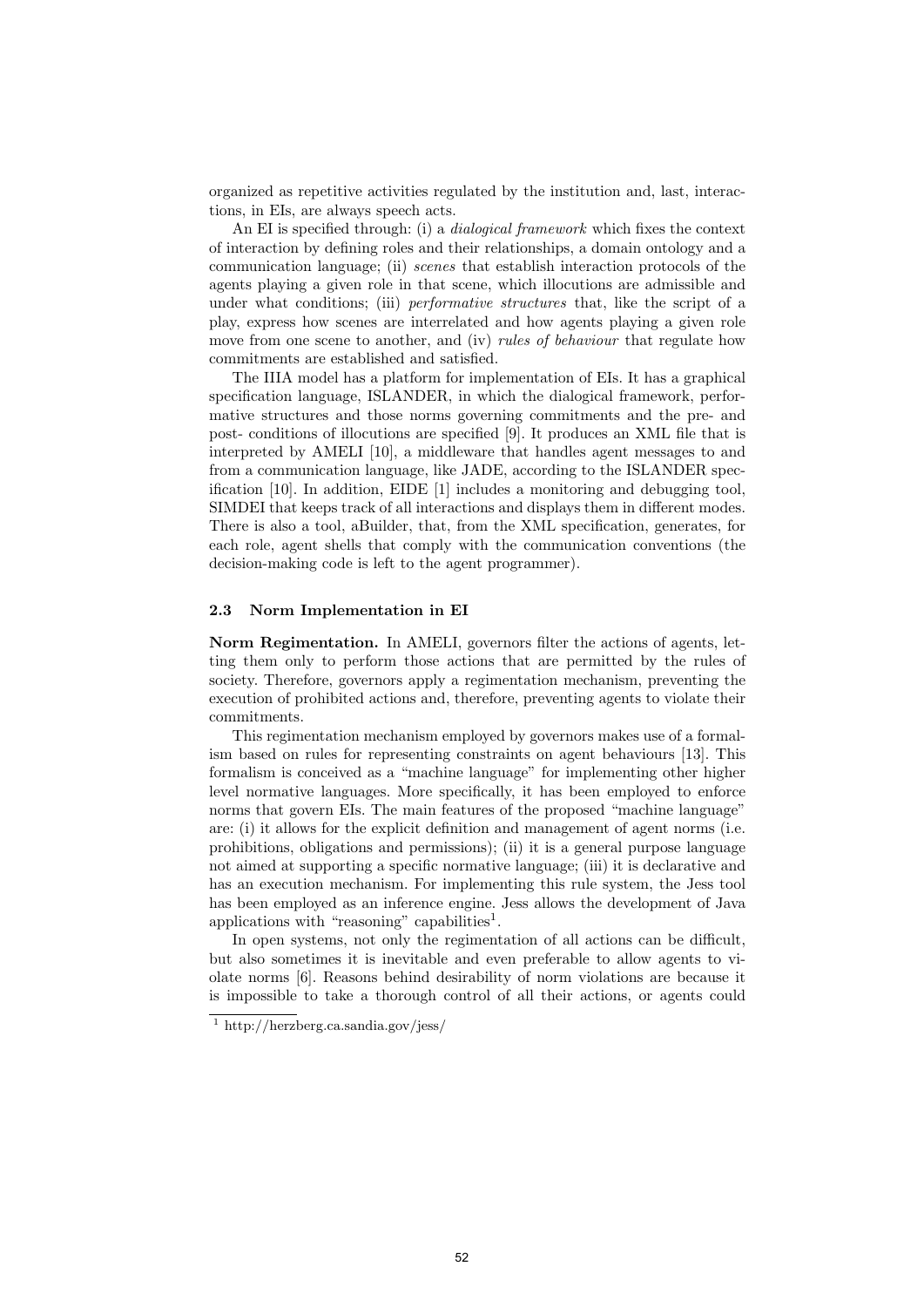organized as repetitive activities regulated by the institution and, last, interactions, in EIs, are always speech acts.

An EI is specified through: (i) a *dialogical framework* which fixes the context of interaction by defining roles and their relationships, a domain ontology and a communication language; (ii) *scenes* that establish interaction protocols of the agents playing a given role in that scene, which illocutions are admissible and under what conditions; (iii) *performative structures* that, like the script of a play, express how scenes are interrelated and how agents playing a given role move from one scene to another, and (iv) *rules of behaviour* that regulate how commitments are established and satisfied.

The IIIA model has a platform for implementation of EIs. It has a graphical specification language, ISLANDER, in which the dialogical framework, performative structures and those norms governing commitments and the pre- and post- conditions of illocutions are specified [9]. It produces an XML file that is interpreted by AMELI [10], a middleware that handles agent messages to and from a communication language, like JADE, according to the ISLANDER specification [10]. In addition, EIDE [1] includes a monitoring and debugging tool, SIMDEI that keeps track of all interactions and displays them in different modes. There is also a tool, aBuilder, that, from the XML specification, generates, for each role, agent shells that comply with the communication conventions (the decision-making code is left to the agent programmer).

### 2.3 Norm Implementation in EI

**Norm Regimentation.** In AMELI, governors filter the actions of agents, letting them only to perform those actions that are permitted by the rules of society. Therefore, governors apply a regimentation mechanism, preventing the execution of prohibited actions and, therefore, preventing agents to violate their commitments.

This regimentation mechanism employed by governors makes use of a formalism based on rules for representing constraints on agent behaviours [13]. This formalism is conceived as a "machine language" for implementing other higher level normative languages. More specifically, it has been employed to enforce norms that govern EIs. The main features of the proposed "machine language" are: (i) it allows for the explicit definition and management of agent norms (i.e. prohibitions, obligations and permissions); (ii) it is a general purpose language not aimed at supporting a specific normative language; (iii) it is declarative and has an execution mechanism. For implementing this rule system, the Jess tool has been employed as an inference engine. Jess allows the development of Java applications with "reasoning" capabilities[1].

In open systems, not only the regimentation of all actions can be difficult, but also sometimes it is inevitable and even preferable to allow agents to violate norms [6]. Reasons behind desirability of norm violations are because it is impossible to take a thorough control of all their actions, or agents could

[1] http://herzberg.ca.sandia.gov/jess/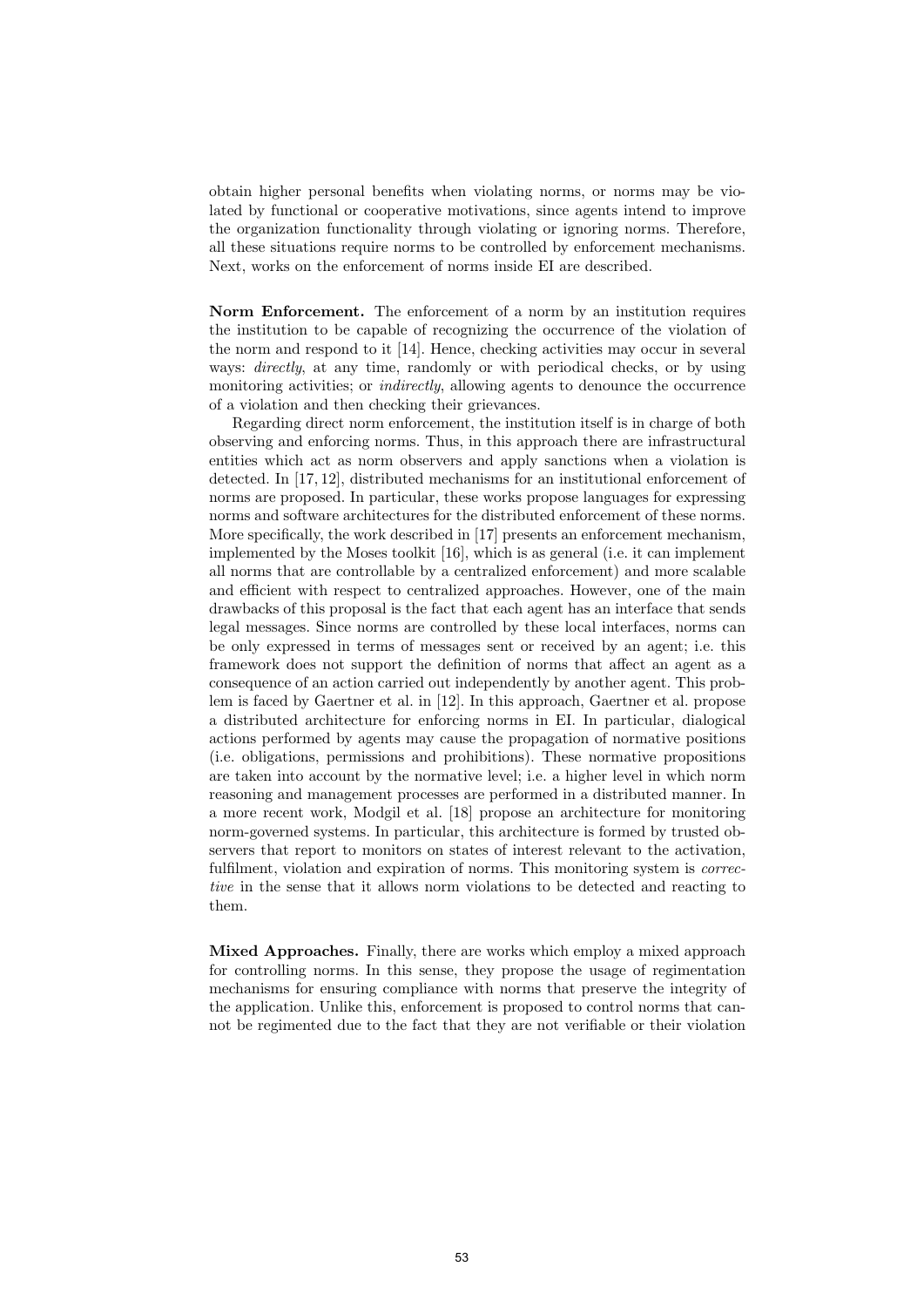obtain higher personal benefits when violating norms, or norms may be violated by functional or cooperative motivations, since agents intend to improve the organization functionality through violating or ignoring norms. Therefore, all these situations require norms to be controlled by enforcement mechanisms. Next, works on the enforcement of norms inside EI are described.

**Norm Enforcement.** The enforcement of a norm by an institution requires the institution to be capable of recognizing the occurrence of the violation of the norm and respond to it [14]. Hence, checking activities may occur in several ways: *directly*, at any time, randomly or with periodical checks, or by using monitoring activities; or *indirectly*, allowing agents to denounce the occurrence of a violation and then checking their grievances.

Regarding direct norm enforcement, the institution itself is in charge of both observing and enforcing norms. Thus, in this approach there are infrastructural entities which act as norm observers and apply sanctions when a violation is detected. In [17, 12], distributed mechanisms for an institutional enforcement of norms are proposed. In particular, these works propose languages for expressing norms and software architectures for the distributed enforcement of these norms. More specifically, the work described in [17] presents an enforcement mechanism, implemented by the Moses toolkit [16], which is as general (i.e. it can implement all norms that are controllable by a centralized enforcement) and more scalable and efficient with respect to centralized approaches. However, one of the main drawbacks of this proposal is the fact that each agent has an interface that sends legal messages. Since norms are controlled by these local interfaces, norms can be only expressed in terms of messages sent or received by an agent; i.e. this framework does not support the definition of norms that affect an agent as a consequence of an action carried out independently by another agent. This problem is faced by Gaertner et al. in [12]. In this approach, Gaertner et al. propose a distributed architecture for enforcing norms in EI. In particular, dialogical actions performed by agents may cause the propagation of normative positions (i.e. obligations, permissions and prohibitions). These normative propositions are taken into account by the normative level; i.e. a higher level in which norm reasoning and management processes are performed in a distributed manner. In a more recent work, Modgil et al. [18] propose an architecture for monitoring norm-governed systems. In particular, this architecture is formed by trusted observers that report to monitors on states of interest relevant to the activation, fulfilment, violation and expiration of norms. This monitoring system is *corrective* in the sense that it allows norm violations to be detected and reacting to them.

**Mixed Approaches.** Finally, there are works which employ a mixed approach for controlling norms. In this sense, they propose the usage of regimentation mechanisms for ensuring compliance with norms that preserve the integrity of the application. Unlike this, enforcement is proposed to control norms that cannot be regimented due to the fact that they are not verifiable or their violation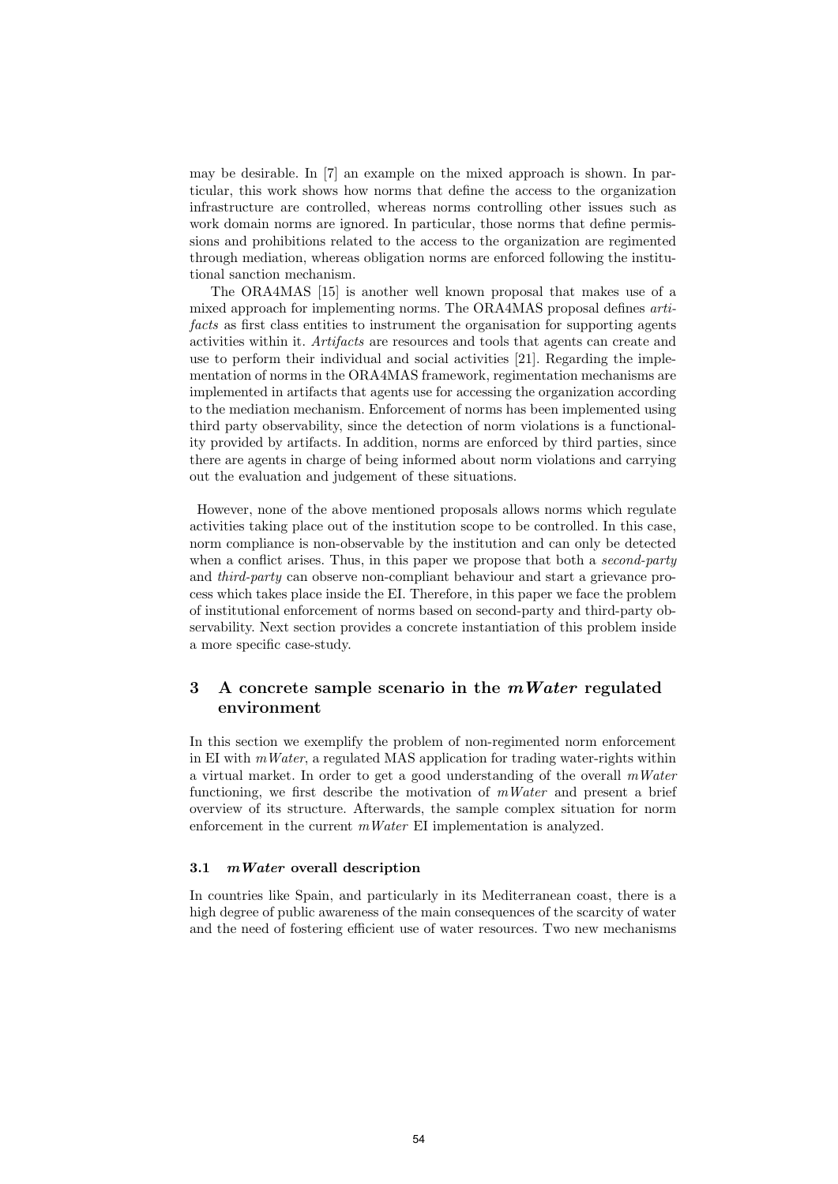may be desirable. In [7] an example on the mixed approach is shown. In particular, this work shows how norms that define the access to the organization infrastructure are controlled, whereas norms controlling other issues such as work domain norms are ignored. In particular, those norms that define permissions and prohibitions related to the access to the organization are regimented through mediation, whereas obligation norms are enforced following the institutional sanction mechanism.

The ORA4MAS [15] is another well known proposal that makes use of a mixed approach for implementing norms. The ORA4MAS proposal defines *artifacts* as first class entities to instrument the organisation for supporting agents activities within it. *Artifacts* are resources and tools that agents can create and use to perform their individual and social activities [21]. Regarding the implementation of norms in the ORA4MAS framework, regimentation mechanisms are implemented in artifacts that agents use for accessing the organization according to the mediation mechanism. Enforcement of norms has been implemented using third party observability, since the detection of norm violations is a functionality provided by artifacts. In addition, norms are enforced by third parties, since there are agents in charge of being informed about norm violations and carrying out the evaluation and judgement of these situations.

However, none of the above mentioned proposals allows norms which regulate activities taking place out of the institution scope to be controlled. In this case, norm compliance is non-observable by the institution and can only be detected when a conflict arises. Thus, in this paper we propose that both a *second-party* and *third-party* can observe non-compliant behaviour and start a grievance process which takes place inside the EI. Therefore, in this paper we face the problem of institutional enforcement of norms based on second-party and third-party observability. Next section provides a concrete instantiation of this problem inside a more specific case-study.

## 3 A concrete sample scenario in the *mWater* regulated environment

In this section we exemplify the problem of non-regimented norm enforcement in EI with *mWater*, a regulated MAS application for trading water-rights within a virtual market. In order to get a good understanding of the overall *mWater* functioning, we first describe the motivation of *mWater* and present a brief overview of its structure. Afterwards, the sample complex situation for norm enforcement in the current *mWater* EI implementation is analyzed.

### 3.1 *mWater* overall description

In countries like Spain, and particularly in its Mediterranean coast, there is a high degree of public awareness of the main consequences of the scarcity of water and the need of fostering efficient use of water resources. Two new mechanisms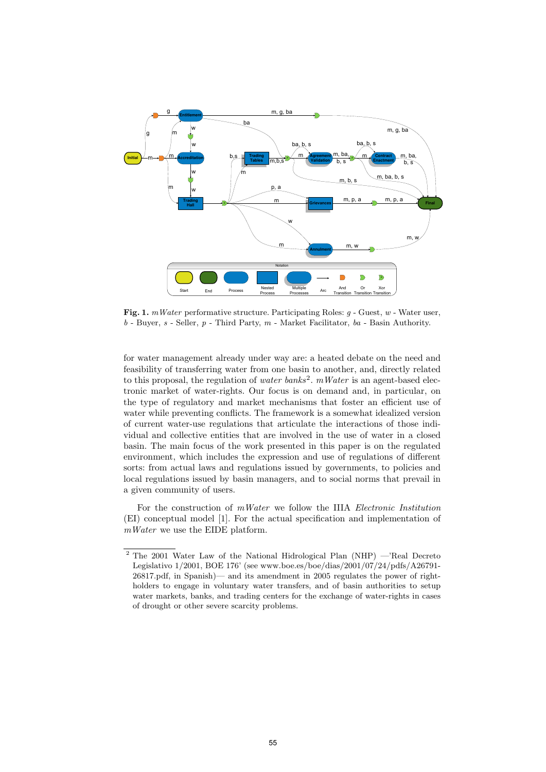**Fig. 1.** *mWater* performative structure. Participating Roles: $g$ - Guest, $w$ - Water user, $b$ - Buyer, $s$ - Seller, $p$ - Third Party, $m$ - Market Facilitator, $ba$ - Basin Authority.

for water management already under way are: a heated debate on the need and feasibility of transferring water from one basin to another, and, directly related to this proposal, the regulation of *water banks*[2]. *mWater* is an agent-based electronic market of water-rights. Our focus is on demand and, in particular, on the type of regulatory and market mechanisms that foster an efficient use of water while preventing conflicts. The framework is a somewhat idealized version of current water-use regulations that articulate the interactions of those individual and collective entities that are involved in the use of water in a closed basin. The main focus of the work presented in this paper is on the regulated environment, which includes the expression and use of regulations of different sorts: from actual laws and regulations issued by governments, to policies and local regulations issued by basin managers, and to social norms that prevail in a given community of users.

For the construction of *mWater* we follow the IIIA *Electronic Institution* (EI) conceptual model [1]. For the actual specification and implementation of *mWater* we use the EIDE platform.

[2] The 2001 Water Law of the National Hidrological Plan (NHP) —'Real Decreto Legislativo 1/2001, BOE 176' (see www.boe.es/boe/dias/2001/07/24/pdfs/A26791-26817.pdf, in Spanish)— and its amendment in 2005 regulates the power of right-holders to engage in voluntary water transfers, and of basin authorities to setup water markets, banks, and trading centers for the exchange of water-rights in cases of drought or other severe scarcity problems.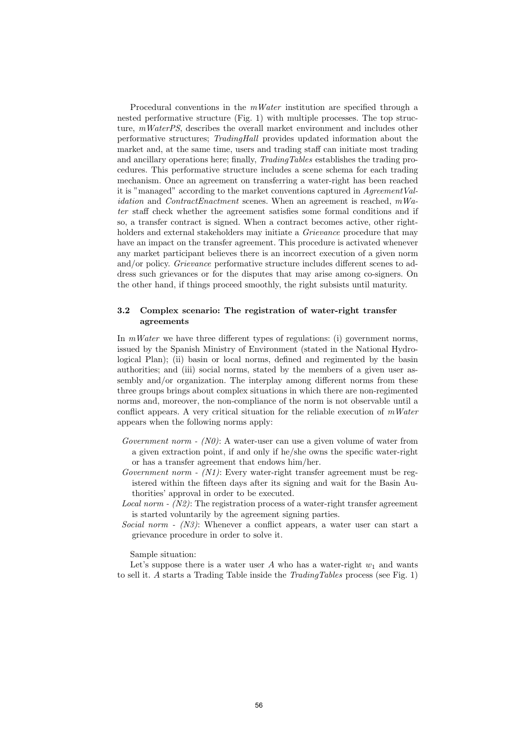Procedural conventions in the *mWater* institution are specified through a nested performative structure (Fig. 1) with multiple processes. The top structure, *mWaterPS*, describes the overall market environment and includes other performative structures; *TradingHall* provides updated information about the market and, at the same time, users and trading staff can initiate most trading and ancillary operations here; finally, *TradingTables* establishes the trading procedures. This performative structure includes a scene schema for each trading mechanism. Once an agreement on transferring a water-right has been reached it is "managed" according to the market conventions captured in *AgreementValidation* and *ContractEnactment* scenes. When an agreement is reached, *mWater* staff check whether the agreement satisfies some formal conditions and if so, a transfer contract is signed. When a contract becomes active, other right-holders and external stakeholders may initiate a *Grievance* procedure that may have an impact on the transfer agreement. This procedure is activated whenever any market participant believes there is an incorrect execution of a given norm and/or policy. *Grievance* performative structure includes different scenes to address such grievances or for the disputes that may arise among co-signers. On the other hand, if things proceed smoothly, the right subsists until maturity.

### 3.2 Complex scenario: The registration of water-right transfer agreements

In *mWater* we have three different types of regulations: (i) government norms, issued by the Spanish Ministry of Environment (stated in the National Hydrological Plan); (ii) basin or local norms, defined and regimented by the basin authorities; and (iii) social norms, stated by the members of a given user assembly and/or organization. The interplay among different norms from these three groups brings about complex situations in which there are non-regimented norms and, moreover, the non-compliance of the norm is not observable until a conflict appears. A very critical situation for the reliable execution of *mWater* appears when the following norms apply:

- *Government norm - (N0)*: A water-user can use a given volume of water from a given extraction point, if and only if he/she owns the specific water-right or has a transfer agreement that endows him/her.
- *Government norm - (N1)*: Every water-right transfer agreement must be registered within the fifteen days after its signing and wait for the Basin Authorities' approval in order to be executed.
- *Local norm - (N2)*: The registration process of a water-right transfer agreement is started voluntarily by the agreement signing parties.
- *Social norm - (N3)*: Whenever a conflict appears, a water user can start a grievance procedure in order to solve it.

Sample situation:

Let's suppose there is a water user $A$ who has a water-right $w_1$ and wants to sell it. $A$ starts a Trading Table inside the *TradingTables* process (see Fig. 1)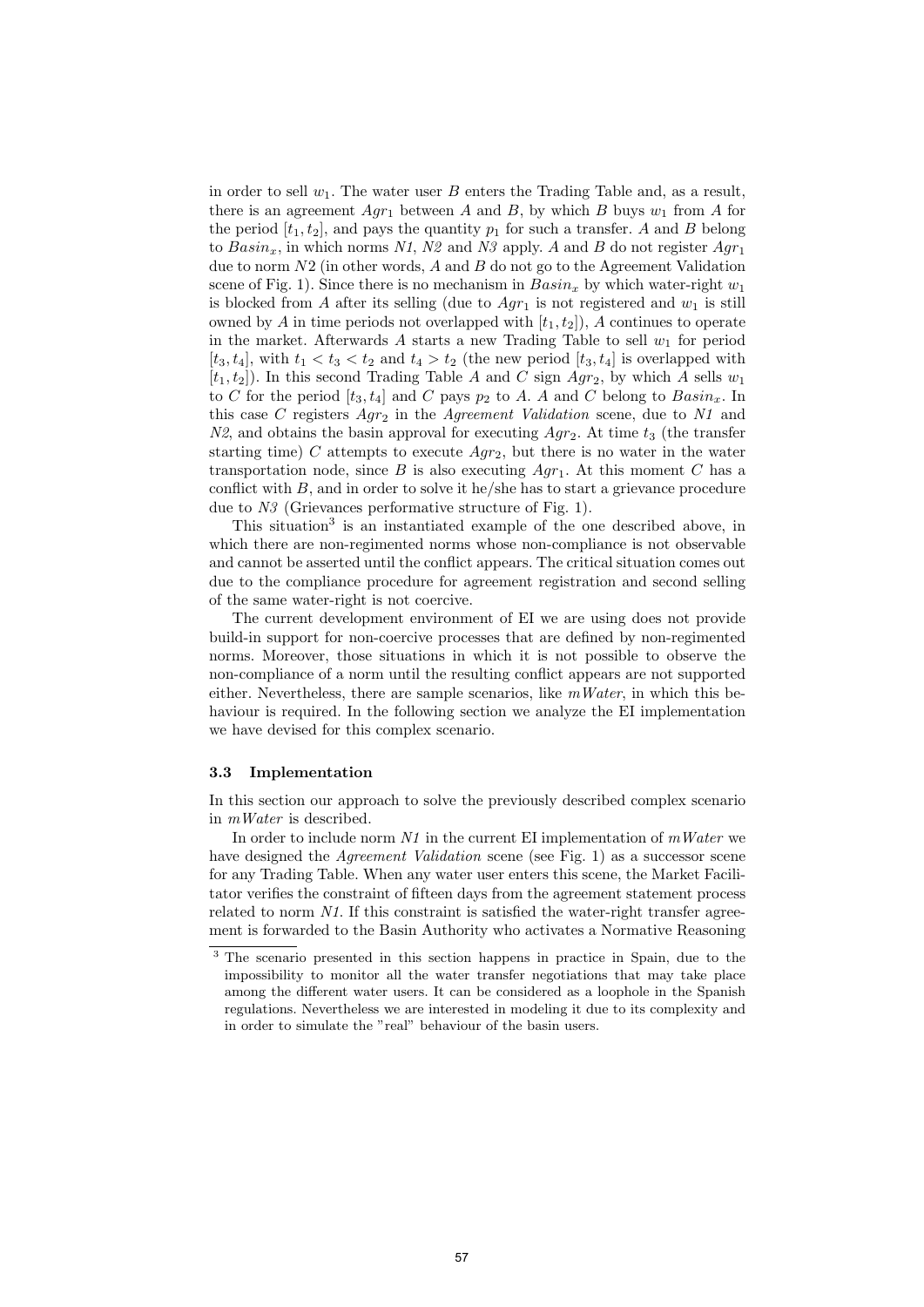in order to sell $w_1$. The water user $B$ enters the Trading Table and, as a result, there is an agreement $Agr_1$ between $A$ and $B$, by which $B$ buys $w_1$ from $A$ for the period $[t_1, t_2]$, and pays the quantity $p_1$ for such a transfer. $A$ and $B$ belong to $Basin_x$, in which norms *N1*, *N2* and *N3* apply. $A$ and $B$ do not register $Agr_1$ due to norm $N2$ (in other words, $A$ and $B$ do not go to the Agreement Validation scene of Fig. 1). Since there is no mechanism in $Basin_x$ by which water-right $w_1$ is blocked from $A$ after its selling (due to $Agr_1$ is not registered and $w_1$ is still owned by $A$ in time periods not overlapped with $[t_1, t_2]$), $A$ continues to operate in the market. Afterwards $A$ starts a new Trading Table to sell $w_1$ for period $[t_3, t_4]$, with $t_1 < t_3 < t_2$ and $t_4 > t_2$ (the new period $[t_3, t_4]$ is overlapped with $[t_1, t_2]$). In this second Trading Table $A$ and $C$ sign $Agr_2$, by which $A$ sells $w_1$ to $C$ for the period $[t_3, t_4]$ and $C$ pays $p_2$ to $A$. $A$ and $C$ belong to $Basin_x$. In this case $C$ registers $Agr_2$ in the *Agreement Validation* scene, due to *N1* and *N2*, and obtains the basin approval for executing $Agr_2$. At time $t_3$ (the transfer starting time) $C$ attempts to execute $Agr_2$, but there is no water in the water transportation node, since $B$ is also executing $Agr_1$. At this moment $C$ has a conflict with $B$, and in order to solve it he/she has to start a grievance procedure due to *N3* (Grievances performative structure of Fig. 1).

This situation[3] is an instantiated example of the one described above, in which there are non-regimented norms whose non-compliance is not observable and cannot be asserted until the conflict appears. The critical situation comes out due to the compliance procedure for agreement registration and second selling of the same water-right is not coercive.

The current development environment of EI we are using does not provide build-in support for non-coercive processes that are defined by non-regimented norms. Moreover, those situations in which it is not possible to observe the non-compliance of a norm until the resulting conflict appears are not supported either. Nevertheless, there are sample scenarios, like *mWater*, in which this behaviour is required. In the following section we analyze the EI implementation we have devised for this complex scenario.

### 3.3 Implementation

In this section our approach to solve the previously described complex scenario in *mWater* is described.

In order to include norm *N1* in the current EI implementation of *mWater* we have designed the *Agreement Validation* scene (see Fig. 1) as a successor scene for any Trading Table. When any water user enters this scene, the Market Facilitator verifies the constraint of fifteen days from the agreement statement process related to norm *N1*. If this constraint is satisfied the water-right transfer agreement is forwarded to the Basin Authority who activates a Normative Reasoning

[3] The scenario presented in this section happens in practice in Spain, due to the impossibility to monitor all the water transfer negotiations that may take place among the different water users. It can be considered as a loophole in the Spanish regulations. Nevertheless we are interested in modeling it due to its complexity and in order to simulate the "real" behaviour of the basin users.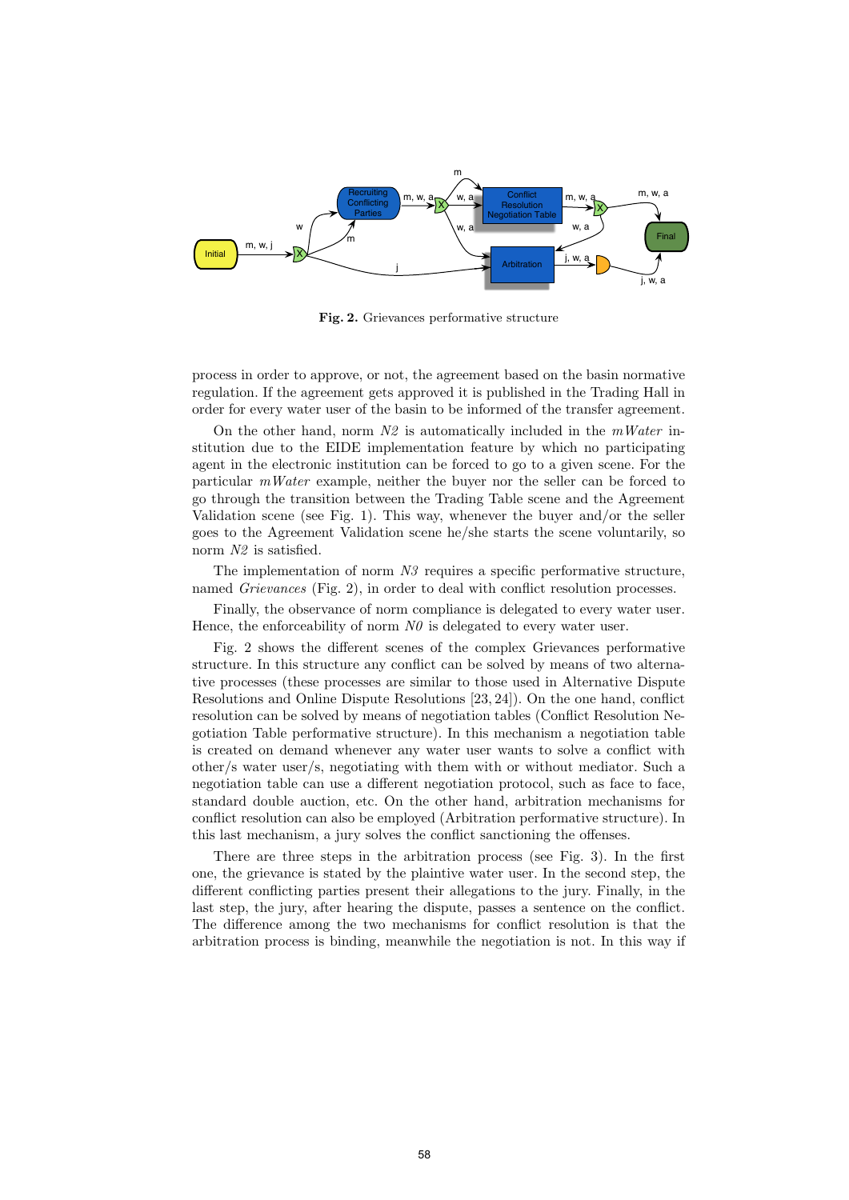Fig. 2. Grievances performative structure

process in order to approve, or not, the agreement based on the basin normative regulation. If the agreement gets approved it is published in the Trading Hall in order for every water user of the basin to be informed of the transfer agreement.

On the other hand, norm *N2* is automatically included in the *mWater* institution due to the EIDE implementation feature by which no participating agent in the electronic institution can be forced to go to a given scene. For the particular *mWater* example, neither the buyer nor the seller can be forced to go through the transition between the Trading Table scene and the Agreement Validation scene (see Fig. 1). This way, whenever the buyer and/or the seller goes to the Agreement Validation scene he/she starts the scene voluntarily, so norm *N2* is satisfied.

The implementation of norm *N3* requires a specific performative structure, named *Grievances* (Fig. 2), in order to deal with conflict resolution processes.

Finally, the observance of norm compliance is delegated to every water user. Hence, the enforceability of norm *N0* is delegated to every water user.

Fig. 2 shows the different scenes of the complex Grievances performative structure. In this structure any conflict can be solved by means of two alternative processes (these processes are similar to those used in Alternative Dispute Resolutions and Online Dispute Resolutions [23, 24]). On the one hand, conflict resolution can be solved by means of negotiation tables (Conflict Resolution Negotiation Table performative structure). In this mechanism a negotiation table is created on demand whenever any water user wants to solve a conflict with other/s water user/s, negotiating with them with or without mediator. Such a negotiation table can use a different negotiation protocol, such as face to face, standard double auction, etc. On the other hand, arbitration mechanisms for conflict resolution can also be employed (Arbitration performative structure). In this last mechanism, a jury solves the conflict sanctioning the offenses.

There are three steps in the arbitration process (see Fig. 3). In the first one, the grievance is stated by the plaintive water user. In the second step, the different conflicting parties present their allegations to the jury. Finally, in the last step, the jury, after hearing the dispute, passes a sentence on the conflict. The difference among the two mechanisms for conflict resolution is that the arbitration process is binding, meanwhile the negotiation is not. In this way if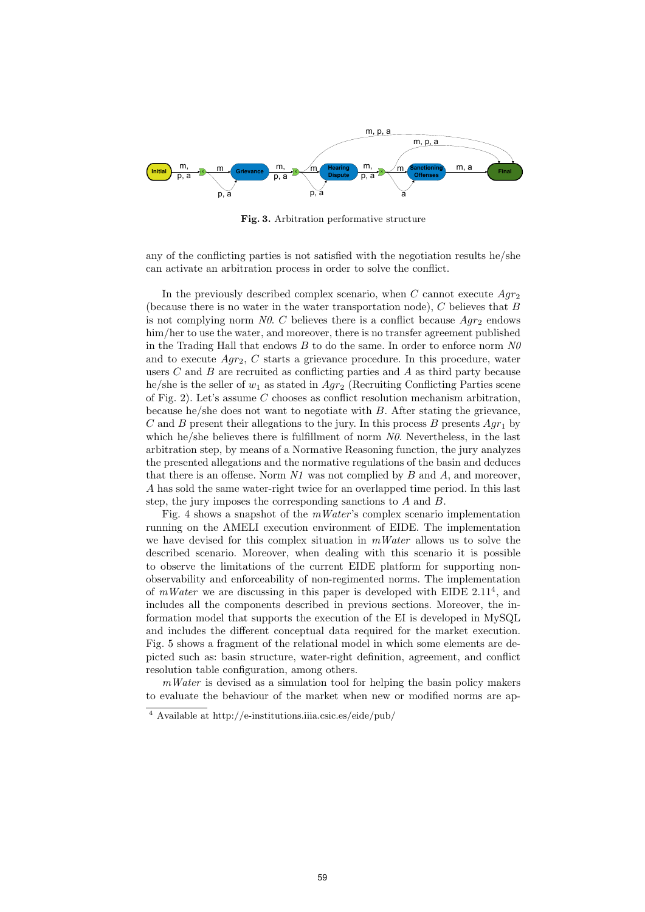**Fig. 3.** Arbitration performative structure

any of the conflicting parties is not satisfied with the negotiation results he/she can activate an arbitration process in order to solve the conflict.

In the previously described complex scenario, when $C$ cannot execute $Agr_2$ (because there is no water in the water transportation node), $C$ believes that $B$ is not complying norm *N0*. $C$ believes there is a conflict because $Agr_2$ endows him/her to use the water, and moreover, there is no transfer agreement published in the Trading Hall that endows $B$ to do the same. In order to enforce norm *N0* and to execute $Agr_2$, $C$ starts a grievance procedure. In this procedure, water users $C$ and $B$ are recruited as conflicting parties and $A$ as third party because he/she is the seller of $w_1$ as stated in $Agr_2$ (Recruiting Conflicting Parties scene of Fig. 2). Let's assume $C$ chooses as conflict resolution mechanism arbitration, because he/she does not want to negotiate with $B$. After stating the grievance, $C$ and $B$ present their allegations to the jury. In this process $B$ presents $Agr_1$ by which he/she believes there is fulfillment of norm *N0*. Nevertheless, in the last arbitration step, by means of a Normative Reasoning function, the jury analyzes the presented allegations and the normative regulations of the basin and deduces that there is an offense. Norm *N1* was not complied by $B$ and $A$, and moreover, $A$ has sold the same water-right twice for an overlapped time period. In this last step, the jury imposes the corresponding sanctions to $A$ and $B$.

Fig. 4 shows a snapshot of the *mWater*'s complex scenario implementation running on the AMELI execution environment of EIDE. The implementation we have devised for this complex situation in *mWater* allows us to solve the described scenario. Moreover, when dealing with this scenario it is possible to observe the limitations of the current EIDE platform for supporting non-observability and enforceability of non-regimented norms. The implementation of *mWater* we are discussing in this paper is developed with EIDE 2.11[4], and includes all the components described in previous sections. Moreover, the information model that supports the execution of the EI is developed in MySQL and includes the different conceptual data required for the market execution. Fig. 5 shows a fragment of the relational model in which some elements are depicted such as: basin structure, water-right definition, agreement, and conflict resolution table configuration, among others.

*mWater* is devised as a simulation tool for helping the basin policy makers to evaluate the behaviour of the market when new or modified norms are ap-

[4] Available at http://e-institutions.iiia.csic.es/eide/pub/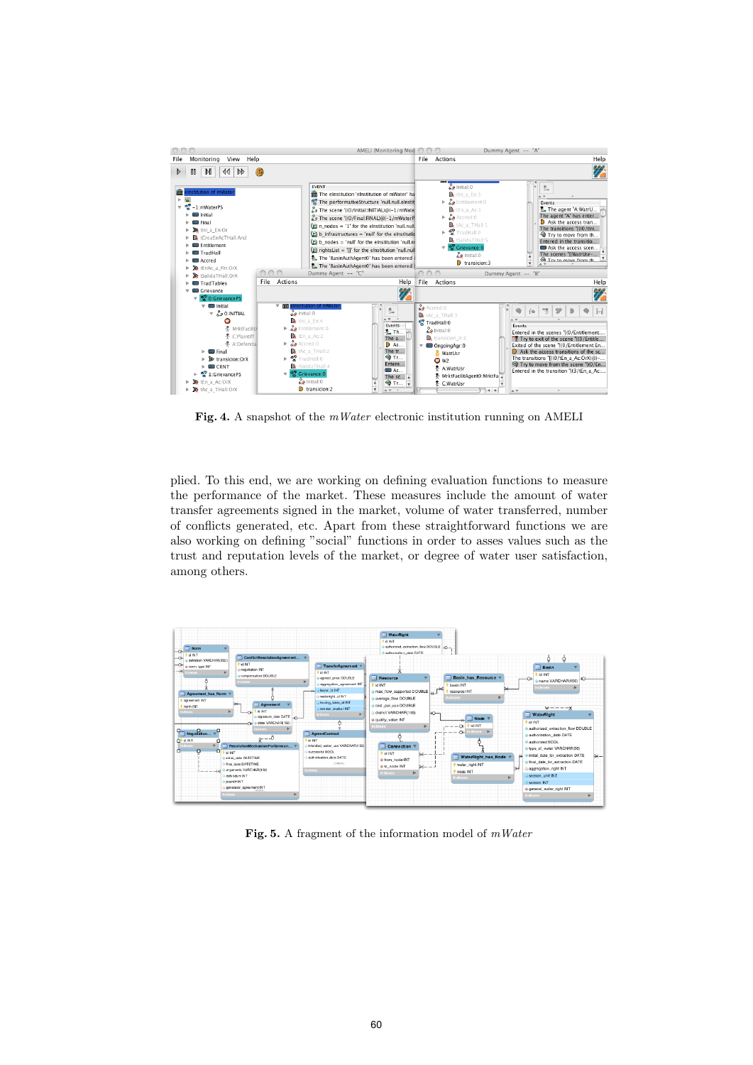**Fig. 4.** A snapshot of the *mWater* electronic institution running on AMELI

plied. To this end, we are working on defining evaluation functions to measure the performance of the market. These measures include the amount of water transfer agreements signed in the market, volume of water transferred, number of conflicts generated, etc. Apart from these straightforward functions we are also working on defining "social" functions in order to asses values such as the trust and reputation levels of the market, or degree of water user satisfaction, among others.

**Fig. 5.** A fragment of the information model of *mWater*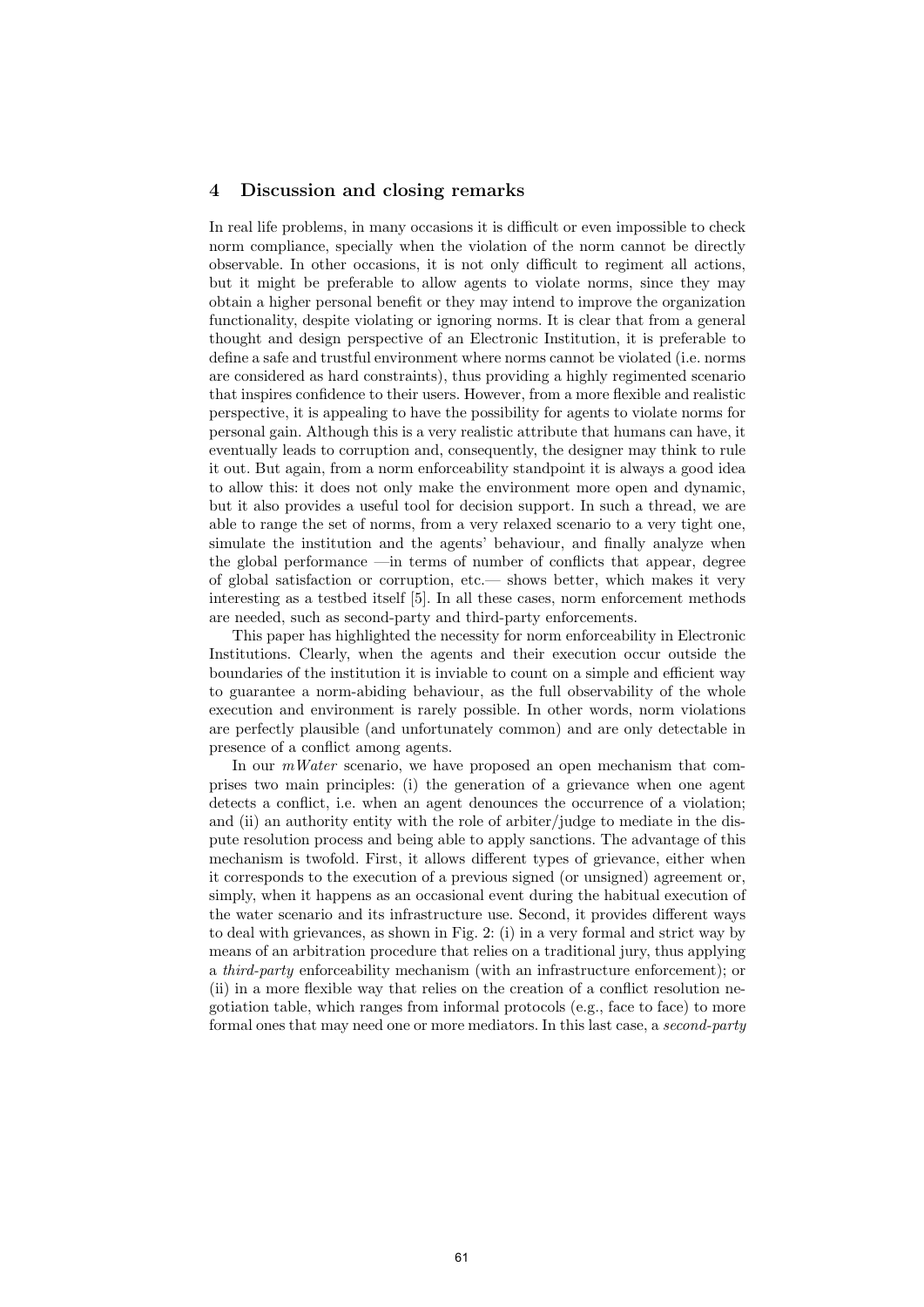## 4 Discussion and closing remarks

In real life problems, in many occasions it is difficult or even impossible to check norm compliance, specially when the violation of the norm cannot be directly observable. In other occasions, it is not only difficult to regiment all actions, but it might be preferable to allow agents to violate norms, since they may obtain a higher personal benefit or they may intend to improve the organization functionality, despite violating or ignoring norms. It is clear that from a general thought and design perspective of an Electronic Institution, it is preferable to define a safe and trustful environment where norms cannot be violated (i.e. norms are considered as hard constraints), thus providing a highly regimented scenario that inspires confidence to their users. However, from a more flexible and realistic perspective, it is appealing to have the possibility for agents to violate norms for personal gain. Although this is a very realistic attribute that humans can have, it eventually leads to corruption and, consequently, the designer may think to rule it out. But again, from a norm enforceability standpoint it is always a good idea to allow this: it does not only make the environment more open and dynamic, but it also provides a useful tool for decision support. In such a thread, we are able to range the set of norms, from a very relaxed scenario to a very tight one, simulate the institution and the agents' behaviour, and finally analyze when the global performance —in terms of number of conflicts that appear, degree of global satisfaction or corruption, etc.— shows better, which makes it very interesting as a testbed itself [5]. In all these cases, norm enforcement methods are needed, such as second-party and third-party enforcements.

This paper has highlighted the necessity for norm enforceability in Electronic Institutions. Clearly, when the agents and their execution occur outside the boundaries of the institution it is inviable to count on a simple and efficient way to guarantee a norm-abiding behaviour, as the full observability of the whole execution and environment is rarely possible. In other words, norm violations are perfectly plausible (and unfortunately common) and are only detectable in presence of a conflict among agents.

In our *mWater* scenario, we have proposed an open mechanism that comprises two main principles: (i) the generation of a grievance when one agent detects a conflict, i.e. when an agent denounces the occurrence of a violation; and (ii) an authority entity with the role of arbiter/judge to mediate in the dispute resolution process and being able to apply sanctions. The advantage of this mechanism is twofold. First, it allows different types of grievance, either when it corresponds to the execution of a previous signed (or unsigned) agreement or, simply, when it happens as an occasional event during the habitual execution of the water scenario and its infrastructure use. Second, it provides different ways to deal with grievances, as shown in Fig. 2: (i) in a very formal and strict way by means of an arbitration procedure that relies on a traditional jury, thus applying a *third-party* enforceability mechanism (with an infrastructure enforcement); or (ii) in a more flexible way that relies on the creation of a conflict resolution negotiation table, which ranges from informal protocols (e.g., face to face) to more formal ones that may need one or more mediators. In this last case, a *second-party*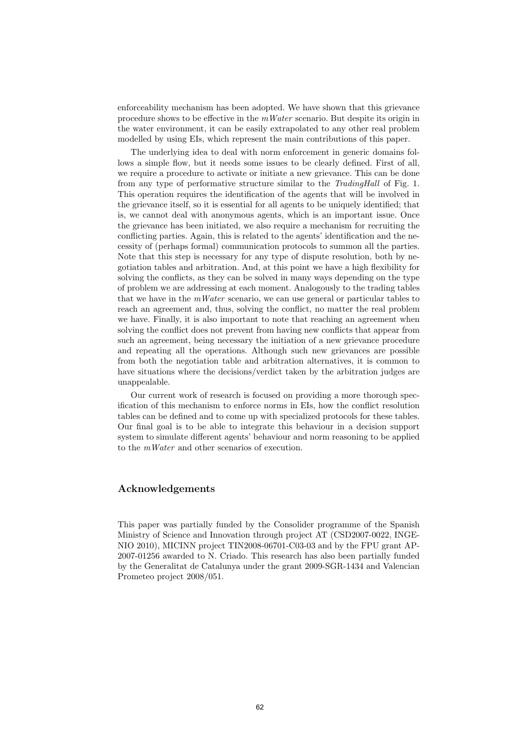enforceability mechanism has been adopted. We have shown that this grievance procedure shows to be effective in the *mWater* scenario. But despite its origin in the water environment, it can be easily extrapolated to any other real problem modelled by using EIs, which represent the main contributions of this paper.

The underlying idea to deal with norm enforcement in generic domains follows a simple flow, but it needs some issues to be clearly defined. First of all, we require a procedure to activate or initiate a new grievance. This can be done from any type of performative structure similar to the *TradingHall* of Fig. 1. This operation requires the identification of the agents that will be involved in the grievance itself, so it is essential for all agents to be uniquely identified; that is, we cannot deal with anonymous agents, which is an important issue. Once the grievance has been initiated, we also require a mechanism for recruiting the conflicting parties. Again, this is related to the agents' identification and the necessity of (perhaps formal) communication protocols to summon all the parties. Note that this step is necessary for any type of dispute resolution, both by negotiation tables and arbitration. And, at this point we have a high flexibility for solving the conflicts, as they can be solved in many ways depending on the type of problem we are addressing at each moment. Analogously to the trading tables that we have in the *mWater* scenario, we can use general or particular tables to reach an agreement and, thus, solving the conflict, no matter the real problem we have. Finally, it is also important to note that reaching an agreement when solving the conflict does not prevent from having new conflicts that appear from such an agreement, being necessary the initiation of a new grievance procedure and repeating all the operations. Although such new grievances are possible from both the negotiation table and arbitration alternatives, it is common to have situations where the decisions/verdict taken by the arbitration judges are unappealable.

Our current work of research is focused on providing a more thorough specification of this mechanism to enforce norms in EIs, how the conflict resolution tables can be defined and to come up with specialized protocols for these tables. Our final goal is to be able to integrate this behaviour in a decision support system to simulate different agents' behaviour and norm reasoning to be applied to the *mWater* and other scenarios of execution.

## Acknowledgements

This paper was partially funded by the Consolider programme of the Spanish Ministry of Science and Innovation through project AT (CSD2007-0022, INGENIO 2010), MICINN project TIN2008-06701-C03-03 and by the FPU grant AP-2007-01256 awarded to N. Criado. This research has also been partially funded by the Generalitat de Catalunya under the grant 2009-SGR-1434 and Valencian Prometeo project 2008/051.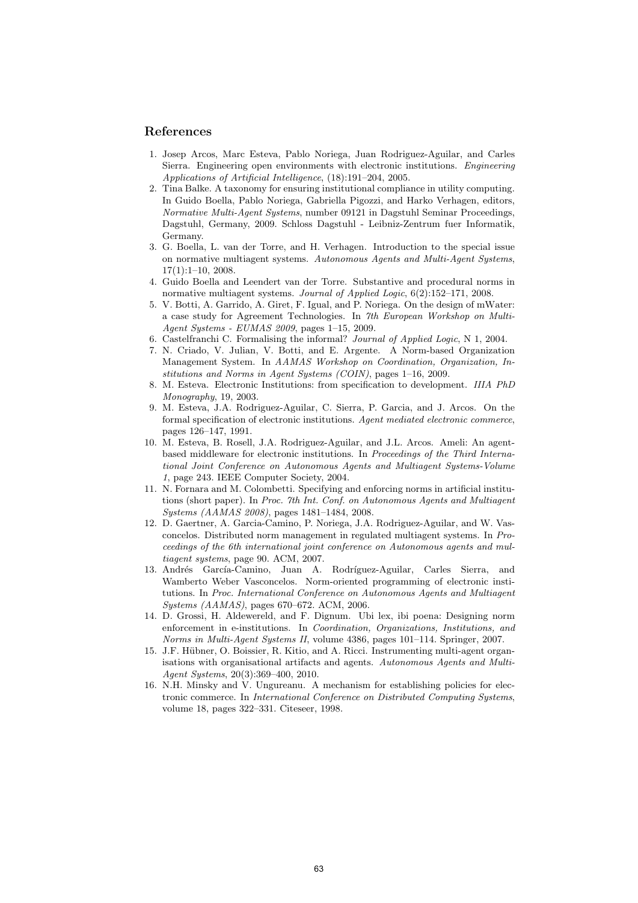## References

1. Josep Arcos, Marc Esteva, Pablo Noriega, Juan Rodriguez-Aguilar, and Carles Sierra. Engineering open environments with electronic institutions. *Engineering Applications of Artificial Intelligence*, (18):191–204, 2005.
2. Tina Balke. A taxonomy for ensuring institutional compliance in utility computing. In Guido Boella, Pablo Noriega, Gabriella Pigozzi, and Harko Verhagen, editors, *Normative Multi-Agent Systems*, number 09121 in Dagstuhl Seminar Proceedings, Dagstuhl, Germany, 2009. Schloss Dagstuhl - Leibniz-Zentrum fuer Informatik, Germany.
3. G. Boella, L. van der Torre, and H. Verhagen. Introduction to the special issue on normative multiagent systems. *Autonomous Agents and Multi-Agent Systems*, 17(1):1–10, 2008.
4. Guido Boella and Leendert van der Torre. Substantive and procedural norms in normative multiagent systems. *Journal of Applied Logic*, 6(2):152–171, 2008.
5. V. Botti, A. Garrido, A. Giret, F. Igual, and P. Noriega. On the design of mWater: a case study for Agreement Technologies. In *7th European Workshop on Multi-Agent Systems - EUMAS 2009*, pages 1–15, 2009.
6. Castelfranchi C. Formalising the informal? *Journal of Applied Logic*, N 1, 2004.
7. N. Criado, V. Julian, V. Botti, and E. Argente. A Norm-based Organization Management System. In *AAMAS Workshop on Coordination, Organization, Institutions and Norms in Agent Systems (COIN)*, pages 1–16, 2009.
8. M. Esteva. Electronic Institutions: from specification to development. *IIIA PhD Monography*, 19, 2003.
9. M. Esteva, J.A. Rodriguez-Aguilar, C. Sierra, P. Garcia, and J. Arcos. On the formal specification of electronic institutions. *Agent mediated electronic commerce*, pages 126–147, 1991.
10. M. Esteva, B. Rosell, J.A. Rodriguez-Aguilar, and J.L. Arcos. Ameli: An agent-based middleware for electronic institutions. In *Proceedings of the Third International Joint Conference on Autonomous Agents and Multiagent Systems-Volume 1*, page 243. IEEE Computer Society, 2004.
11. N. Fornara and M. Colombetti. Specifying and enforcing norms in artificial institutions (short paper). In *Proc. 7th Int. Conf. on Autonomous Agents and Multiagent Systems (AAMAS 2008)*, pages 1481–1484, 2008.
12. D. Gaertner, A. Garcia-Camino, P. Noriega, J.A. Rodriguez-Aguilar, and W. Vasconcelos. Distributed norm management in regulated multiagent systems. In *Proceedings of the 6th international joint conference on Autonomous agents and multiagent systems*, page 90. ACM, 2007.
13. Andrés García-Camino, Juan A. Rodríguez-Aguilar, Carles Sierra, and Wamberto Weber Vasconcelos. Norm-oriented programming of electronic institutions. In *Proc. International Conference on Autonomous Agents and Multiagent Systems (AAMAS)*, pages 670–672. ACM, 2006.
14. D. Grossi, H. Aldewereld, and F. Dignum. Ubi lex, ibi poena: Designing norm enforcement in e-institutions. In *Coordination, Organizations, Institutions, and Norms in Multi-Agent Systems II*, volume 4386, pages 101–114. Springer, 2007.
15. J.F. Hübner, O. Boissier, R. Kitio, and A. Ricci. Instrumenting multi-agent organisations with organisational artifacts and agents. *Autonomous Agents and Multi-Agent Systems*, 20(3):369–400, 2010.
16. N.H. Minsky and V. Ungureanu. A mechanism for establishing policies for electronic commerce. In *International Conference on Distributed Computing Systems*, volume 18, pages 322–331. Citeseer, 1998.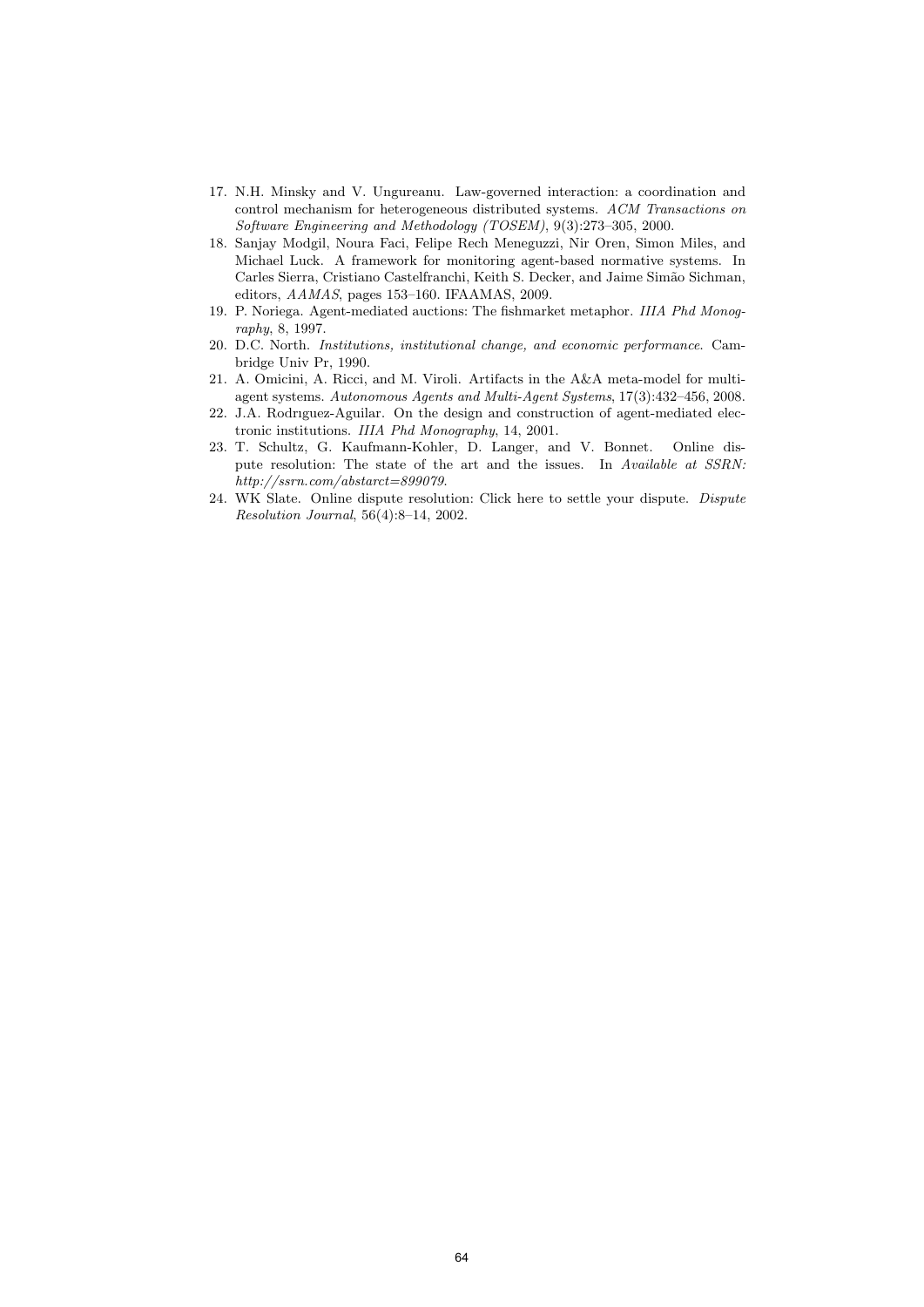17. N.H. Minsky and V. Ungureanu. Law-governed interaction: a coordination and control mechanism for heterogeneous distributed systems. *ACM Transactions on Software Engineering and Methodology (TOSEM)*, 9(3):273–305, 2000.
18. Sanjay Modgil, Noura Faci, Felipe Rech Meneguzzi, Nir Oren, Simon Miles, and Michael Luck. A framework for monitoring agent-based normative systems. In Carles Sierra, Cristiano Castelfranchi, Keith S. Decker, and Jaime Simão Sichman, editors, *AAMAS*, pages 153–160. IFAAMAS, 2009.
19. P. Noriega. Agent-mediated auctions: The fishmarket metaphor. *IIIA Phd Monography*, 8, 1997.
20. D.C. North. *Institutions, institutional change, and economic performance*. Cambridge Univ Pr, 1990.
21. A. Omicini, A. Ricci, and M. Viroli. Artifacts in the A&A meta-model for multi-agent systems. *Autonomous Agents and Multi-Agent Systems*, 17(3):432–456, 2008.
22. J.A. Rodrıguez-Aguilar. On the design and construction of agent-mediated electronic institutions. *IIIA Phd Monography*, 14, 2001.
23. T. Schultz, G. Kaufmann-Kohler, D. Langer, and V. Bonnet. Online dispute resolution: The state of the art and the issues. In *Available at SSRN: http://ssrn.com/abstarct=899079*.
24. WK Slate. Online dispute resolution: Click here to settle your dispute. *Dispute Resolution Journal*, 56(4):8–14, 2002.